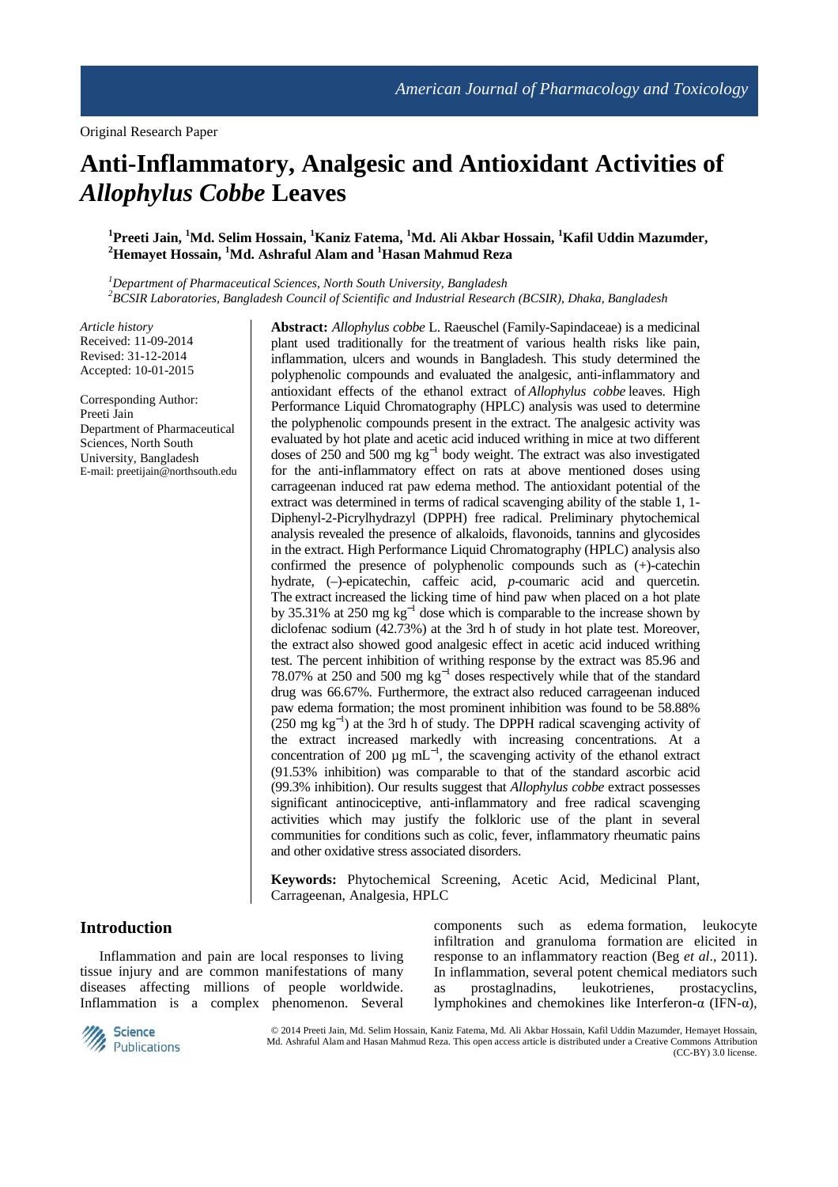Original Research Paper

# Anti-Inflammatory, Analgesic and Antioxidant Activities of *Allophylus Cobbe* Leaves

[1]Preeti Jain, [1]Md. Selim Hossain, [1]Kaniz Fatema, [1]Md. Ali Akbar Hossain, [1]Kafil Uddin Mazumder, [2]Hemayet Hossain, [1]Md. Ashraful Alam and [1]Hasan Mahmud Reza

[1]*Department of Pharmaceutical Sciences, North South University, Bangladesh*
[2]*BCSIR Laboratories, Bangladesh Council of Scientific and Industrial Research (BCSIR), Dhaka, Bangladesh*

*Article history*
Received: 11-09-2014
Revised: 31-12-2014
Accepted: 10-01-2015

Corresponding Author:
Preeti Jain
Department of Pharmaceutical Sciences, North South University, Bangladesh
E-mail: preetijain@northsouth.edu

**Abstract:** *Allophylus cobbe* L. Raeuschel (Family-Sapindaceae) is a medicinal plant used traditionally for the treatment of various health risks like pain, inflammation, ulcers and wounds in Bangladesh. This study determined the polyphenolic compounds and evaluated the analgesic, anti-inflammatory and antioxidant effects of the ethanol extract of *Allophylus cobbe* leaves. High Performance Liquid Chromatography (HPLC) analysis was used to determine the polyphenolic compounds present in the extract. The analgesic activity was evaluated by hot plate and acetic acid induced writhing in mice at two different doses of 250 and 500 mg $kg^{-1}$ body weight. The extract was also investigated for the anti-inflammatory effect on rats at above mentioned doses using carrageenan induced rat paw edema method. The antioxidant potential of the extract was determined in terms of radical scavenging ability of the stable 1, 1-Diphenyl-2-Picrylhydrazyl (DPPH) free radical. Preliminary phytochemical analysis revealed the presence of alkaloids, flavonoids, tannins and glycosides in the extract. High Performance Liquid Chromatography (HPLC) analysis also confirmed the presence of polyphenolic compounds such as (+)-catechin hydrate, (–)-epicatechin, caffeic acid, *p*-coumaric acid and quercetin. The extract increased the licking time of hind paw when placed on a hot plate by 35.31% at 250 mg $kg^{-1}$ dose which is comparable to the increase shown by diclofenac sodium (42.73%) at the 3rd h of study in hot plate test. Moreover, the extract also showed good analgesic effect in acetic acid induced writhing test. The percent inhibition of writhing response by the extract was 85.96 and 78.07% at 250 and 500 mg $kg^{-1}$ doses respectively while that of the standard drug was 66.67%. Furthermore, the extract also reduced carrageenan induced paw edema formation; the most prominent inhibition was found to be 58.88% (250 mg $kg^{-1}$) at the 3rd h of study. The DPPH radical scavenging activity of the extract increased markedly with increasing concentrations. At a concentration of 200 µg $mL^{-1}$, the scavenging activity of the ethanol extract (91.53% inhibition) was comparable to that of the standard ascorbic acid (99.3% inhibition). Our results suggest that *Allophylus cobbe* extract possesses significant antinociceptive, anti-inflammatory and free radical scavenging activities which may justify the folkloric use of the plant in several communities for conditions such as colic, fever, inflammatory rheumatic pains and other oxidative stress associated disorders.

**Keywords:** Phytochemical Screening, Acetic Acid, Medicinal Plant, Carrageenan, Analgesia, HPLC

## Introduction

Inflammation and pain are local responses to living tissue injury and are common manifestations of many diseases affecting millions of people worldwide. Inflammation is a complex phenomenon. Several components such as edema formation, leukocyte infiltration and granuloma formation are elicited in response to an inflammatory reaction (Beg *et al*., 2011). In inflammation, several potent chemical mediators such as prostaglnadins, leukotrienes, prostacyclins, lymphokines and chemokines like Interferon-α (IFN-α),

© 2014 Preeti Jain, Md. Selim Hossain, Kaniz Fatema, Md. Ali Akbar Hossain, Kafil Uddin Mazumder, Hemayet Hossain, Md. Ashraful Alam and Hasan Mahmud Reza. This open access article is distributed under a Creative Commons Attribution (CC-BY) 3.0 license.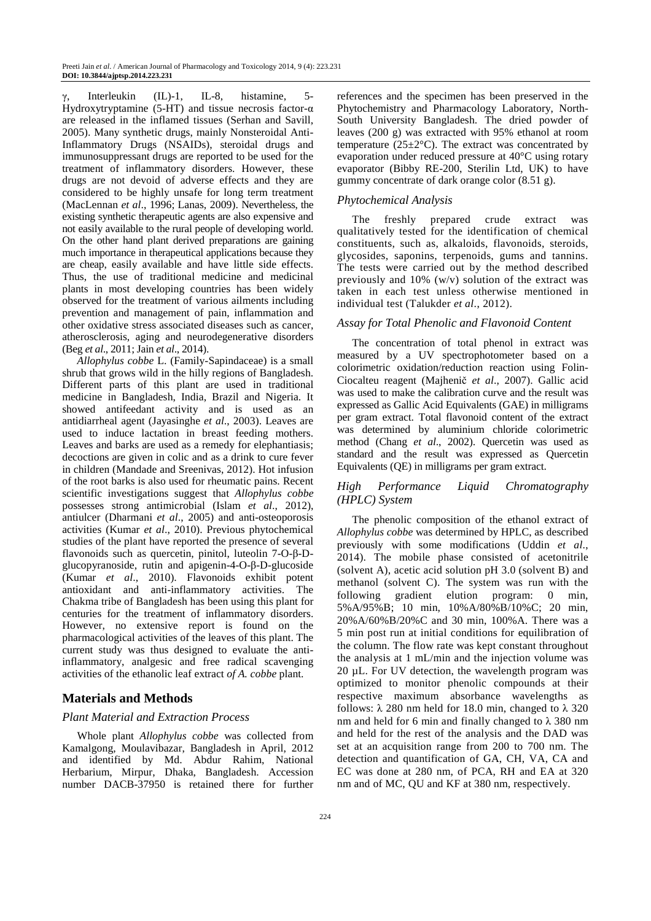γ, Interleukin (IL)-1, IL-8, histamine, 5-Hydroxytryptamine (5-HT) and tissue necrosis factor-α are released in the inflamed tissues (Serhan and Savill, 2005). Many synthetic drugs, mainly Nonsteroidal Anti-Inflammatory Drugs (NSAIDs), steroidal drugs and immunosuppressant drugs are reported to be used for the treatment of inflammatory disorders. However, these drugs are not devoid of adverse effects and they are considered to be highly unsafe for long term treatment (MacLennan *et al*., 1996; Lanas, 2009). Nevertheless, the existing synthetic therapeutic agents are also expensive and not easily available to the rural people of developing world. On the other hand plant derived preparations are gaining much importance in therapeutical applications because they are cheap, easily available and have little side effects. Thus, the use of traditional medicine and medicinal plants in most developing countries has been widely observed for the treatment of various ailments including prevention and management of pain, inflammation and other oxidative stress associated diseases such as cancer, atherosclerosis, aging and neurodegenerative disorders (Beg *et al*., 2011; Jain *et al*., 2014).

*Allophylus cobbe* L. (Family-Sapindaceae) is a small shrub that grows wild in the hilly regions of Bangladesh. Different parts of this plant are used in traditional medicine in Bangladesh, India, Brazil and Nigeria. It showed antifeedant activity and is used as an antidiarrheal agent (Jayasinghe *et al*., 2003). Leaves are used to induce lactation in breast feeding mothers. Leaves and barks are used as a remedy for elephantiasis; decoctions are given in colic and as a drink to cure fever in children (Mandade and Sreenivas, 2012). Hot infusion of the root barks is also used for rheumatic pains. Recent scientific investigations suggest that *Allophylus cobbe* possesses strong antimicrobial (Islam *et al*., 2012), antiulcer (Dharmani *et al*., 2005) and anti-osteoporosis activities (Kumar *et al*., 2010). Previous phytochemical studies of the plant have reported the presence of several flavonoids such as quercetin, pinitol, luteolin 7-O-β-D-glucopyranoside, rutin and apigenin-4-O-β-D-glucoside (Kumar *et al*., 2010). Flavonoids exhibit potent antioxidant and anti-inflammatory activities. The Chakma tribe of Bangladesh has been using this plant for centuries for the treatment of inflammatory disorders. However, no extensive report is found on the pharmacological activities of the leaves of this plant. The current study was thus designed to evaluate the anti-inflammatory, analgesic and free radical scavenging activities of the ethanolic leaf extract *of A. cobbe* plant.

## Materials and Methods

### *Plant Material and Extraction Process*

Whole plant *Allophylus cobbe* was collected from Kamalgong, Moulavibazar, Bangladesh in April, 2012 and identified by Md. Abdur Rahim, National Herbarium, Mirpur, Dhaka, Bangladesh. Accession number DACB-37950 is retained there for further references and the specimen has been preserved in the Phytochemistry and Pharmacology Laboratory, North-South University Bangladesh. The dried powder of leaves (200 g) was extracted with 95% ethanol at room temperature (25±2°C). The extract was concentrated by evaporation under reduced pressure at 40°C using rotary evaporator (Bibby RE-200, Sterilin Ltd, UK) to have gummy concentrate of dark orange color (8.51 g).

### *Phytochemical Analysis*

The freshly prepared crude extract was qualitatively tested for the identification of chemical constituents, such as, alkaloids, flavonoids, steroids, glycosides, saponins, terpenoids, gums and tannins. The tests were carried out by the method described previously and 10% (w/v) solution of the extract was taken in each test unless otherwise mentioned in individual test (Talukder *et al*., 2012).

### *Assay for Total Phenolic and Flavonoid Content*

The concentration of total phenol in extract was measured by a UV spectrophotometer based on a colorimetric oxidation/reduction reaction using Folin-Ciocalteu reagent (Majhenič *et al*., 2007). Gallic acid was used to make the calibration curve and the result was expressed as Gallic Acid Equivalents (GAE) in milligrams per gram extract. Total flavonoid content of the extract was determined by aluminium chloride colorimetric method (Chang *et al*., 2002). Quercetin was used as standard and the result was expressed as Quercetin Equivalents (QE) in milligrams per gram extract.

### *High Performance Liquid Chromatography (HPLC) System*

The phenolic composition of the ethanol extract of *Allophylus cobbe* was determined by HPLC, as described previously with some modifications (Uddin *et al*., 2014). The mobile phase consisted of acetonitrile (solvent A), acetic acid solution pH 3.0 (solvent B) and methanol (solvent C). The system was run with the following gradient elution program: 0 min, 5%A/95%B; 10 min, 10%A/80%B/10%C; 20 min, 20%A/60%B/20%C and 30 min, 100%A. There was a 5 min post run at initial conditions for equilibration of the column. The flow rate was kept constant throughout the analysis at 1 mL/min and the injection volume was 20 µL. For UV detection, the wavelength program was optimized to monitor phenolic compounds at their respective maximum absorbance wavelengths as follows: λ 280 nm held for 18.0 min, changed to λ 320 nm and held for 6 min and finally changed to λ 380 nm and held for the rest of the analysis and the DAD was set at an acquisition range from 200 to 700 nm. The detection and quantification of GA, CH, VA, CA and EC was done at 280 nm, of PCA, RH and EA at 320 nm and of MC, QU and KF at 380 nm, respectively.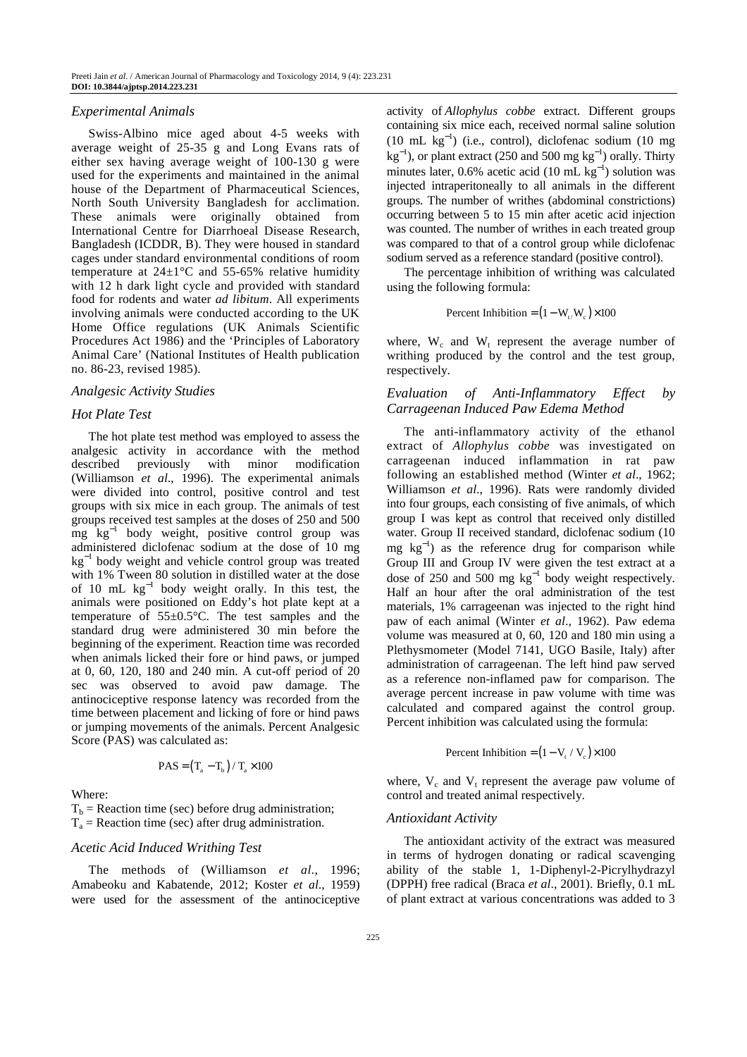### Experimental Animals

Swiss-Albino mice aged about 4-5 weeks with average weight of 25-35 g and Long Evans rats of either sex having average weight of 100-130 g were used for the experiments and maintained in the animal house of the Department of Pharmaceutical Sciences, North South University Bangladesh for acclimation. These animals were originally obtained from International Centre for Diarrhoeal Disease Research, Bangladesh (ICDDR, B). They were housed in standard cages under standard environmental conditions of room temperature at 24±1°C and 55-65% relative humidity with 12 h dark light cycle and provided with standard food for rodents and water *ad libitum*. All experiments involving animals were conducted according to the UK Home Office regulations (UK Animals Scientific Procedures Act 1986) and the 'Principles of Laboratory Animal Care' (National Institutes of Health publication no. 86-23, revised 1985).

### Analgesic Activity Studies

### Hot Plate Test

The hot plate test method was employed to assess the analgesic activity in accordance with the method described previously with minor modification (Williamson *et al*., 1996). The experimental animals were divided into control, positive control and test groups with six mice in each group. The animals of test groups received test samples at the doses of 250 and 500 mg $kg^{-1}$ body weight, positive control group was administered diclofenac sodium at the dose of 10 mg $kg^{-1}$ body weight and vehicle control group was treated with 1% Tween 80 solution in distilled water at the dose of 10 mL $kg^{-1}$ body weight orally. In this test, the animals were positioned on Eddy's hot plate kept at a temperature of 55±0.5°C. The test samples and the standard drug were administered 30 min before the beginning of the experiment. Reaction time was recorded when animals licked their fore or hind paws, or jumped at 0, 60, 120, 180 and 240 min. A cut-off period of 20 sec was observed to avoid paw damage. The antinociceptive response latency was recorded from the time between placement and licking of fore or hind paws or jumping movements of the animals. Percent Analgesic Score (PAS) was calculated as:

$$\text{PAS} = \left(T_a - T_b\right) / T_a \times 100$$

Where:

$T_b$ = Reaction time (sec) before drug administration;
$T_a$ = Reaction time (sec) after drug administration.

### Acetic Acid Induced Writhing Test

The methods of (Williamson *et al*., 1996; Amabeoku and Kabatende, 2012; Koster *et al*., 1959) were used for the assessment of the antinociceptive activity of *Allophylus cobbe* extract. Different groups containing six mice each, received normal saline solution (10 mL $kg^{-1}$) (i.e., control), diclofenac sodium (10 mg $kg^{-1}$), or plant extract (250 and 500 mg $kg^{-1}$) orally. Thirty minutes later, 0.6% acetic acid (10 mL $kg^{-1}$) solution was injected intraperitoneally to all animals in the different groups. The number of writhes (abdominal constrictions) occurring between 5 to 15 min after acetic acid injection was counted. The number of writhes in each treated group was compared to that of a control group while diclofenac sodium served as a reference standard (positive control).

The percentage inhibition of writhing was calculated using the following formula:

$$\text{Percent Inhibition} = \left(1 - W_t / W_c\right) \times 100$$

where, $W_c$ and $W_t$ represent the average number of writhing produced by the control and the test group, respectively.

### Evaluation of Anti-Inflammatory Effect by Carrageenan Induced Paw Edema Method

The anti-inflammatory activity of the ethanol extract of *Allophylus cobbe* was investigated on carrageenan induced inflammation in rat paw following an established method (Winter *et al*., 1962; Williamson *et al*., 1996). Rats were randomly divided into four groups, each consisting of five animals, of which group I was kept as control that received only distilled water. Group II received standard, diclofenac sodium (10 mg $kg^{-1}$) as the reference drug for comparison while Group III and Group IV were given the test extract at a dose of 250 and 500 mg $kg^{-1}$ body weight respectively. Half an hour after the oral administration of the test materials, 1% carrageenan was injected to the right hind paw of each animal (Winter *et al*., 1962). Paw edema volume was measured at 0, 60, 120 and 180 min using a Plethysmometer (Model 7141, UGO Basile, Italy) after administration of carrageenan. The left hind paw served as a reference non-inflamed paw for comparison. The average percent increase in paw volume with time was calculated and compared against the control group. Percent inhibition was calculated using the formula:

$$\text{Percent Inhibition} = \left(1 - V_t / V_c\right) \times 100$$

where, $V_c$ and $V_t$ represent the average paw volume of control and treated animal respectively.

### Antioxidant Activity

The antioxidant activity of the extract was measured in terms of hydrogen donating or radical scavenging ability of the stable 1, 1-Diphenyl-2-Picrylhydrazyl (DPPH) free radical (Braca *et al*., 2001). Briefly, 0.1 mL of plant extract at various concentrations was added to 3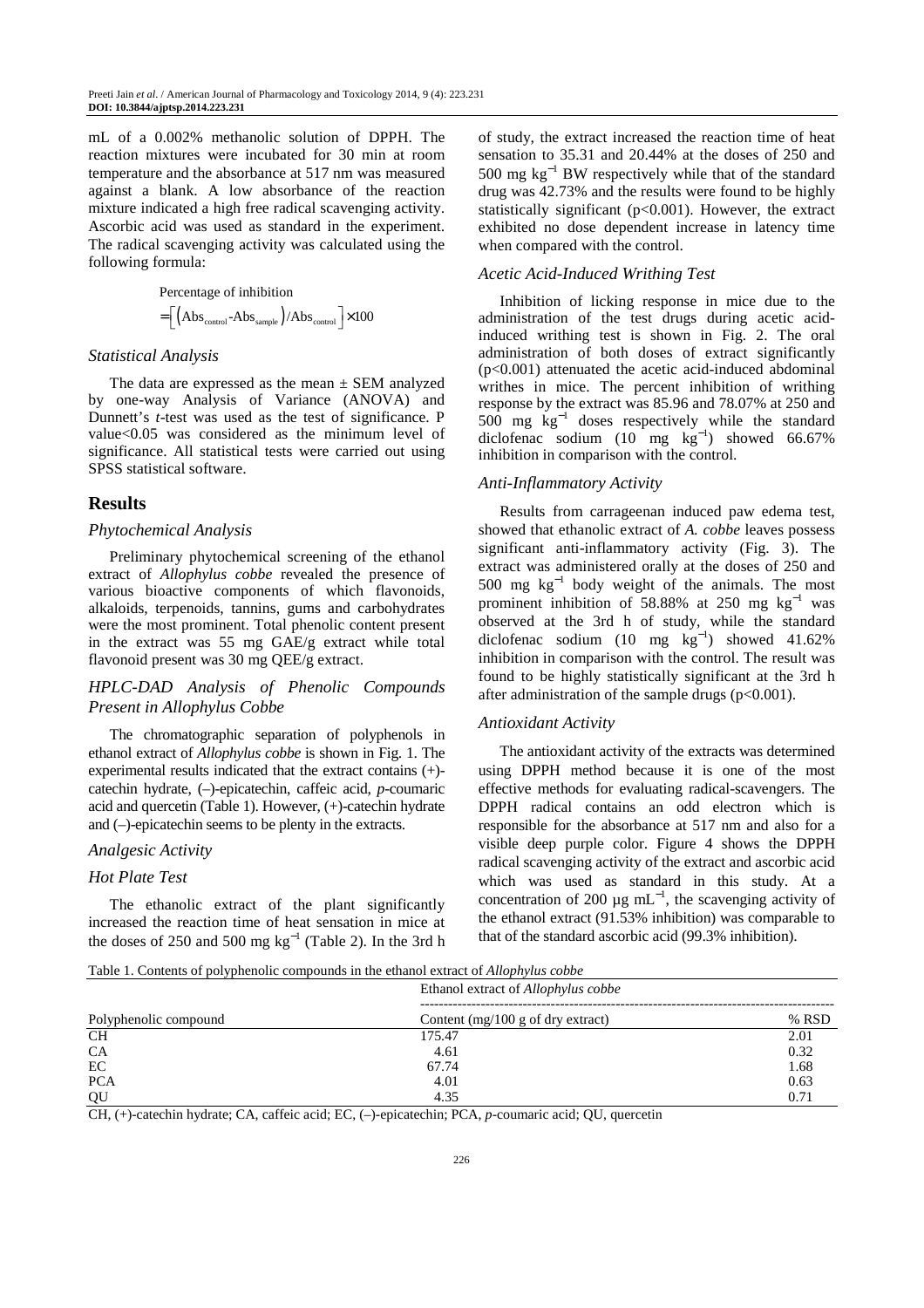mL of a 0.002% methanolic solution of DPPH. The reaction mixtures were incubated for 30 min at room temperature and the absorbance at 517 nm was measured against a blank. A low absorbance of the reaction mixture indicated a high free radical scavenging activity. Ascorbic acid was used as standard in the experiment. The radical scavenging activity was calculated using the following formula:

$$\text{Percentage of inhibition} = \left[\left(\text{Abs}_{\text{control}} - \text{Abs}_{\text{sample}}\right)/\text{Abs}_{\text{control}}\right] \times 100$$

### Statistical Analysis

The data are expressed as the mean ± SEM analyzed by one-way Analysis of Variance (ANOVA) and Dunnett's *t*-test was used as the test of significance. P value<0.05 was considered as the minimum level of significance. All statistical tests were carried out using SPSS statistical software.

## Results

### Phytochemical Analysis

Preliminary phytochemical screening of the ethanol extract of *Allophylus cobbe* revealed the presence of various bioactive components of which flavonoids, alkaloids, terpenoids, tannins, gums and carbohydrates were the most prominent. Total phenolic content present in the extract was 55 mg GAE/g extract while total flavonoid present was 30 mg QEE/g extract.

### HPLC-DAD Analysis of Phenolic Compounds Present in Allophylus Cobbe

The chromatographic separation of polyphenols in ethanol extract of *Allophylus cobbe* is shown in Fig. 1. The experimental results indicated that the extract contains (+)-catechin hydrate, (–)-epicatechin, caffeic acid, *p*-coumaric acid and quercetin (Table 1). However, (+)-catechin hydrate and (–)-epicatechin seems to be plenty in the extracts.

### Analgesic Activity

### Hot Plate Test

The ethanolic extract of the plant significantly increased the reaction time of heat sensation in mice at the doses of 250 and 500 mg kg$^{-1}$ (Table 2). In the 3rd h of study, the extract increased the reaction time of heat sensation to 35.31 and 20.44% at the doses of 250 and 500 mg kg$^{-1}$ BW respectively while that of the standard drug was 42.73% and the results were found to be highly statistically significant ($p<0.001$). However, the extract exhibited no dose dependent increase in latency time when compared with the control.

### Acetic Acid-Induced Writhing Test

Inhibition of licking response in mice due to the administration of the test drugs during acetic acid-induced writhing test is shown in Fig. 2. The oral administration of both doses of extract significantly ($p<0.001$) attenuated the acetic acid-induced abdominal writhes in mice. The percent inhibition of writhing response by the extract was 85.96 and 78.07% at 250 and 500 mg kg$^{-1}$ doses respectively while the standard diclofenac sodium (10 mg kg$^{-1}$) showed 66.67% inhibition in comparison with the control.

### Anti-Inflammatory Activity

Results from carrageenan induced paw edema test, showed that ethanolic extract of *A. cobbe* leaves possess significant anti-inflammatory activity (Fig. 3). The extract was administered orally at the doses of 250 and 500 mg kg$^{-1}$ body weight of the animals. The most prominent inhibition of 58.88% at 250 mg kg$^{-1}$ was observed at the 3rd h of study, while the standard diclofenac sodium (10 mg kg$^{-1}$) showed 41.62% inhibition in comparison with the control. The result was found to be highly statistically significant at the 3rd h after administration of the sample drugs ($p<0.001$).

### Antioxidant Activity

The antioxidant activity of the extracts was determined using DPPH method because it is one of the most effective methods for evaluating radical-scavengers. The DPPH radical contains an odd electron which is responsible for the absorbance at 517 nm and also for a visible deep purple color. Figure 4 shows the DPPH radical scavenging activity of the extract and ascorbic acid which was used as standard in this study. At a concentration of 200 µg mL$^{-1}$, the scavenging activity of the ethanol extract (91.53% inhibition) was comparable to that of the standard ascorbic acid (99.3% inhibition).

Table 1. Contents of polyphenolic compounds in the ethanol extract of *Allophylus cobbe*

| | Ethanol extract of *Allophylus cobbe* | |
|---|---|---|
| Polyphenolic compound | Content (mg/100 g of dry extract) | % RSD |
| CH | 175.47 | 2.01 |
| CA | 4.61 | 0.32 |
| EC | 67.74 | 1.68 |
| PCA | 4.01 | 0.63 |
| QU | 4.35 | 0.71 |

CH, (+)-catechin hydrate; CA, caffeic acid; EC, (–)-epicatechin; PCA, *p*-coumaric acid; QU, quercetin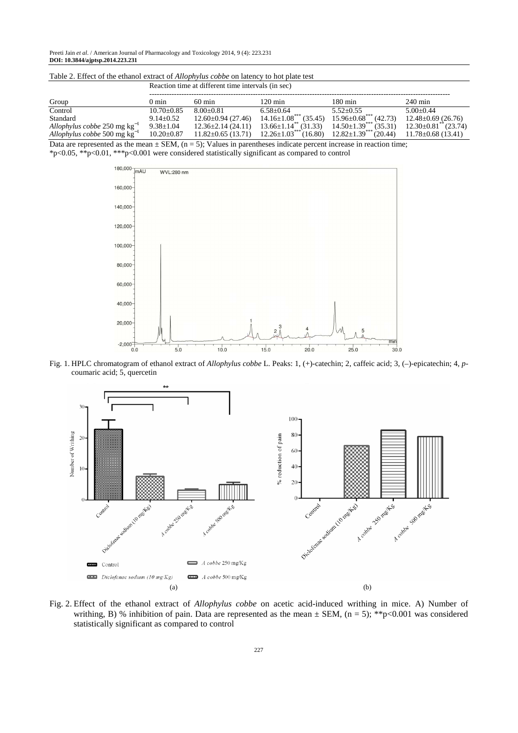Table 2. Effect of the ethanol extract of *Allophylus cobbe* on latency to hot plate test

| Group | Reaction time at different time intervals (in sec) | | | | |
|---|---|---|---|---|---|
| | 0 min | 60 min | 120 min | 180 min | 240 min |
| Control | 10.70±0.85 | 8.00±0.81 | 6.58±0.64 | 5.52±0.55 | 5.00±0.44 |
| Standard | 9.14±0.52 | 12.60±0.94 (27.46) | 14.16±1.08*** (35.45) | 15.96±0.68*** (42.73) | 12.48±0.69 (26.76) |
| *Allophylus cobbe* 250 mg $kg^{-1}$ | 9.38±1.04 | 12.36±2.14 (24.11) | 13.66±1.14** (31.33) | 14.50±1.39*** (35.31) | 12.30±0.81** (23.74) |
| *Allophylus cobbe* 500 mg $kg^{-1}$ | 10.20±0.87 | 11.82±0.65 (13.71) | 12.26±1.03*** (16.80) | 12.82±1.39*** (20.44) | 11.78±0.68 (13.41) |

Data are represented as the mean ± SEM, (n = 5); Values in parentheses indicate percent increase in reaction time;
*p<0.05, **p<0.01, ***p<0.001 were considered statistically significant as compared to control

Fig. 1. HPLC chromatogram of ethanol extract of *Allophylus cobbe* L. Peaks: 1, (+)-catechin; 2, caffeic acid; 3, (–)-epicatechin; 4, *p*-coumaric acid; 5, quercetin

Fig. 2. Effect of the ethanol extract of *Allophylus cobbe* on acetic acid-induced writhing in mice. A) Number of writhing, B) % inhibition of pain. Data are represented as the mean ± SEM, (n = 5); **p<0.001 was considered statistically significant as compared to control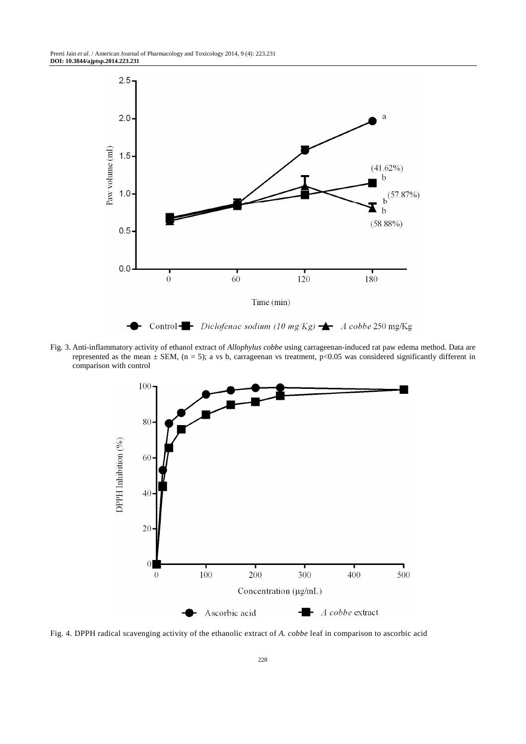Fig. 3. Anti-inflammatory activity of ethanol extract of *Allophylus cobbe* using carrageenan-induced rat paw edema method. Data are represented as the mean ± SEM, (n = 5); a vs b, carrageenan vs treatment, $p<0.05$ was considered significantly different in comparison with control

Fig. 4. DPPH radical scavenging activity of the ethanolic extract of *A. cobbe* leaf in comparison to ascorbic acid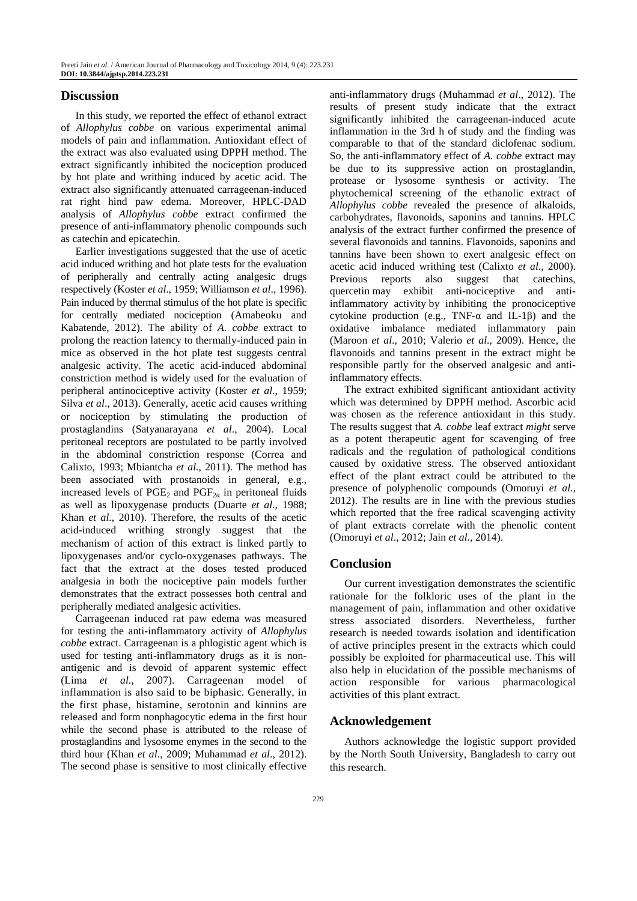## Discussion

In this study, we reported the effect of ethanol extract of *Allophylus cobbe* on various experimental animal models of pain and inflammation. Antioxidant effect of the extract was also evaluated using DPPH method. The extract significantly inhibited the nociception produced by hot plate and writhing induced by acetic acid. The extract also significantly attenuated carrageenan-induced rat right hind paw edema. Moreover, HPLC-DAD analysis of *Allophylus cobbe* extract confirmed the presence of anti-inflammatory phenolic compounds such as catechin and epicatechin.

Earlier investigations suggested that the use of acetic acid induced writhing and hot plate tests for the evaluation of peripherally and centrally acting analgesic drugs respectively (Koster *et al*., 1959; Williamson *et al*., 1996). Pain induced by thermal stimulus of the hot plate is specific for centrally mediated nociception (Amabeoku and Kabatende, 2012). The ability of *A. cobbe* extract to prolong the reaction latency to thermally-induced pain in mice as observed in the hot plate test suggests central analgesic activity. The acetic acid-induced abdominal constriction method is widely used for the evaluation of peripheral antinociceptive activity (Koster *et al*., 1959; Silva *et al*., 2013). Generally, acetic acid causes writhing or nociception by stimulating the production of prostaglandins (Satyanarayana *et al*., 2004). Local peritoneal receptors are postulated to be partly involved in the abdominal constriction response (Correa and Calixto, 1993; Mbiantcha *et al*., 2011). The method has been associated with prostanoids in general, e.g., increased levels of $PGE_2$ and $PGF_{2\alpha}$ in peritoneal fluids as well as lipoxygenase products (Duarte *et al*., 1988; Khan *et al*., 2010). Therefore, the results of the acetic acid-induced writhing strongly suggest that the mechanism of action of this extract is linked partly to lipoxygenases and/or cyclo-oxygenases pathways. The fact that the extract at the doses tested produced analgesia in both the nociceptive pain models further demonstrates that the extract possesses both central and peripherally mediated analgesic activities.

Carrageenan induced rat paw edema was measured for testing the anti-inflammatory activity of *Allophylus cobbe* extract. Carrageenan is a phlogistic agent which is used for testing anti-inflammatory drugs as it is non-antigenic and is devoid of apparent systemic effect (Lima *et al*., 2007). Carrageenan model of inflammation is also said to be biphasic. Generally, in the first phase, histamine, serotonin and kinnins are released and form nonphagocytic edema in the first hour while the second phase is attributed to the release of prostaglandins and lysosome enymes in the second to the third hour (Khan *et al*., 2009; Muhammad *et al*., 2012). The second phase is sensitive to most clinically effective anti-inflammatory drugs (Muhammad *et al*., 2012). The results of present study indicate that the extract significantly inhibited the carrageenan-induced acute inflammation in the 3rd h of study and the finding was comparable to that of the standard diclofenac sodium. So, the anti-inflammatory effect of *A. cobbe* extract may be due to its suppressive action on prostaglandin, protease or lysosome synthesis or activity. The phytochemical screening of the ethanolic extract of *Allophylus cobbe* revealed the presence of alkaloids, carbohydrates, flavonoids, saponins and tannins. HPLC analysis of the extract further confirmed the presence of several flavonoids and tannins. Flavonoids, saponins and tannins have been shown to exert analgesic effect on acetic acid induced writhing test (Calixto *et al*., 2000). Previous reports also suggest that catechins, quercetin may exhibit anti-nociceptive and anti-inflammatory activity by inhibiting the pronociceptive cytokine production (e.g., TNF-$\alpha$ and IL-1$\beta$) and the oxidative imbalance mediated inflammatory pain (Maroon *et al*., 2010; Valerio *et al*., 2009). Hence, the flavonoids and tannins present in the extract might be responsible partly for the observed analgesic and anti-inflammatory effects.

The extract exhibited significant antioxidant activity which was determined by DPPH method. Ascorbic acid was chosen as the reference antioxidant in this study. The results suggest that *A. cobbe* leaf extract *might* serve as a potent therapeutic agent for scavenging of free radicals and the regulation of pathological conditions caused by oxidative stress. The observed antioxidant effect of the plant extract could be attributed to the presence of polyphenolic compounds (Omoruyi *et al*., 2012). The results are in line with the previous studies which reported that the free radical scavenging activity of plant extracts correlate with the phenolic content (Omoruyi *et al*., 2012; Jain *et al*., 2014).

## Conclusion

Our current investigation demonstrates the scientific rationale for the folkloric uses of the plant in the management of pain, inflammation and other oxidative stress associated disorders. Nevertheless, further research is needed towards isolation and identification of active principles present in the extracts which could possibly be exploited for pharmaceutical use. This will also help in elucidation of the possible mechanisms of action responsible for various pharmacological activities of this plant extract.

## Acknowledgement

Authors acknowledge the logistic support provided by the North South University, Bangladesh to carry out this research.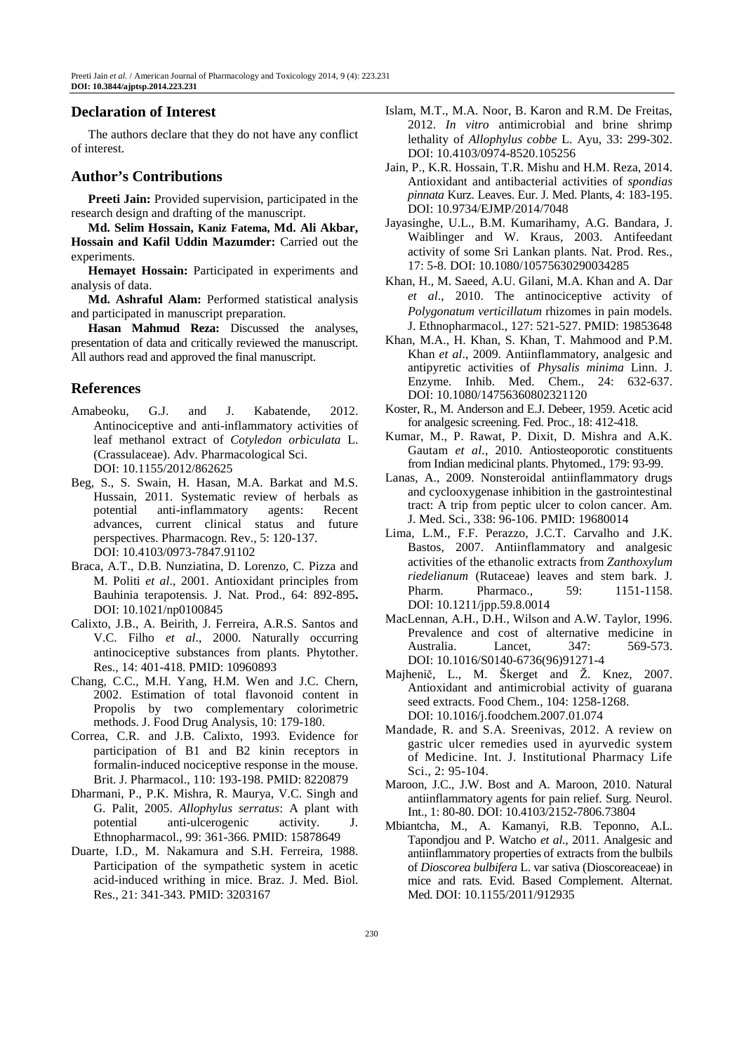## Declaration of Interest

The authors declare that they do not have any conflict of interest.

## Author's Contributions

**Preeti Jain:** Provided supervision, participated in the research design and drafting of the manuscript.

**Md. Selim Hossain, Kaniz Fatema, Md. Ali Akbar, Hossain and Kafil Uddin Mazumder:** Carried out the experiments.

**Hemayet Hossain:** Participated in experiments and analysis of data.

**Md. Ashraful Alam:** Performed statistical analysis and participated in manuscript preparation.

**Hasan Mahmud Reza:** Discussed the analyses, presentation of data and critically reviewed the manuscript. All authors read and approved the final manuscript.

## References

Amabeoku, G.J. and J. Kabatende, 2012. Antinociceptive and anti-inflammatory activities of leaf methanol extract of *Cotyledon orbiculata* L. (Crassulaceae). Adv. Pharmacological Sci. DOI: 10.1155/2012/862625

Beg, S., S. Swain, H. Hasan, M.A. Barkat and M.S. Hussain, 2011. Systematic review of herbals as potential anti-inflammatory agents: Recent advances, current clinical status and future perspectives. Pharmacogn. Rev., 5: 120-137. DOI: 10.4103/0973-7847.91102

Braca, A.T., D.B. Nunziatina, D. Lorenzo, C. Pizza and M. Politi *et al*., 2001. Antioxidant principles from Bauhinia terapotensis. J. Nat. Prod., 64: 892-895. DOI: 10.1021/np0100845

Calixto, J.B., A. Beirith, J. Ferreira, A.R.S. Santos and V.C. Filho *et al*., 2000. Naturally occurring antinociceptive substances from plants. Phytother. Res., 14: 401-418. PMID: 10960893

Chang, C.C., M.H. Yang, H.M. Wen and J.C. Chern, 2002. Estimation of total flavonoid content in Propolis by two complementary colorimetric methods. J. Food Drug Analysis, 10: 179-180.

Correa, C.R. and J.B. Calixto, 1993. Evidence for participation of B1 and B2 kinin receptors in formalin-induced nociceptive response in the mouse. Brit. J. Pharmacol., 110: 193-198. PMID: 8220879

Dharmani, P., P.K. Mishra, R. Maurya, V.C. Singh and G. Palit, 2005. *Allophylus serratus*: A plant with potential anti-ulcerogenic activity. J. Ethnopharmacol., 99: 361-366. PMID: 15878649

Duarte, I.D., M. Nakamura and S.H. Ferreira, 1988. Participation of the sympathetic system in acetic acid-induced writhing in mice. Braz. J. Med. Biol. Res., 21: 341-343. PMID: 3203167

Islam, M.T., M.A. Noor, B. Karon and R.M. De Freitas, 2012. *In vitro* antimicrobial and brine shrimp lethality of *Allophylus cobbe* L. Ayu, 33: 299-302. DOI: 10.4103/0974-8520.105256

Jain, P., K.R. Hossain, T.R. Mishu and H.M. Reza, 2014. Antioxidant and antibacterial activities of *spondias pinnata* Kurz. Leaves. Eur. J. Med. Plants, 4: 183-195. DOI: 10.9734/EJMP/2014/7048

Jayasinghe, U.L., B.M. Kumarihamy, A.G. Bandara, J. Waiblinger and W. Kraus, 2003. Antifeedant activity of some Sri Lankan plants. Nat. Prod. Res., 17: 5-8. DOI: 10.1080/10575630290034285

Khan, H., M. Saeed, A.U. Gilani, M.A. Khan and A. Dar *et al*., 2010. The antinociceptive activity of *Polygonatum verticillatum* rhizomes in pain models. J. Ethnopharmacol., 127: 521-527. PMID: 19853648

Khan, M.A., H. Khan, S. Khan, T. Mahmood and P.M. Khan *et al*., 2009. Antiinflammatory, analgesic and antipyretic activities of *Physalis minima* Linn. J. Enzyme. Inhib. Med. Chem., 24: 632-637. DOI: 10.1080/14756360802321120

Koster, R., M. Anderson and E.J. Debeer, 1959. Acetic acid for analgesic screening. Fed. Proc., 18: 412-418.

Kumar, M., P. Rawat, P. Dixit, D. Mishra and A.K. Gautam *et al*., 2010. Antiosteoporotic constituents from Indian medicinal plants. Phytomed., 179: 93-99.

Lanas, A., 2009. Nonsteroidal antiinflammatory drugs and cyclooxygenase inhibition in the gastrointestinal tract: A trip from peptic ulcer to colon cancer. Am. J. Med. Sci., 338: 96-106. PMID: 19680014

Lima, L.M., F.F. Perazzo, J.C.T. Carvalho and J.K. Bastos, 2007. Antiinflammatory and analgesic activities of the ethanolic extracts from *Zanthoxylum riedelianum* (Rutaceae) leaves and stem bark. J. Pharm. Pharmaco., 59: 1151-1158. DOI: 10.1211/jpp.59.8.0014

MacLennan, A.H., D.H., Wilson and A.W. Taylor, 1996. Prevalence and cost of alternative medicine in Australia. Lancet, 347: 569-573. DOI: 10.1016/S0140-6736(96)91271-4

Majhenič, L., M. Škerget and Ž. Knez, 2007. Antioxidant and antimicrobial activity of guarana seed extracts. Food Chem., 104: 1258-1268. DOI: 10.1016/j.foodchem.2007.01.074

Mandade, R. and S.A. Sreenivas, 2012. A review on gastric ulcer remedies used in ayurvedic system of Medicine. Int. J. Institutional Pharmacy Life Sci., 2: 95-104.

Maroon, J.C., J.W. Bost and A. Maroon, 2010. Natural antiinflammatory agents for pain relief. Surg. Neurol. Int., 1: 80-80. DOI: 10.4103/2152-7806.73804

Mbiantcha, M., A. Kamanyi, R.B. Teponno, A.L. Tapondjou and P. Watcho *et al*., 2011. Analgesic and antiinflammatory properties of extracts from the bulbils of *Dioscorea bulbifera* L. var sativa (Dioscoreaceae) in mice and rats. Evid. Based Complement. Alternat. Med. DOI: 10.1155/2011/912935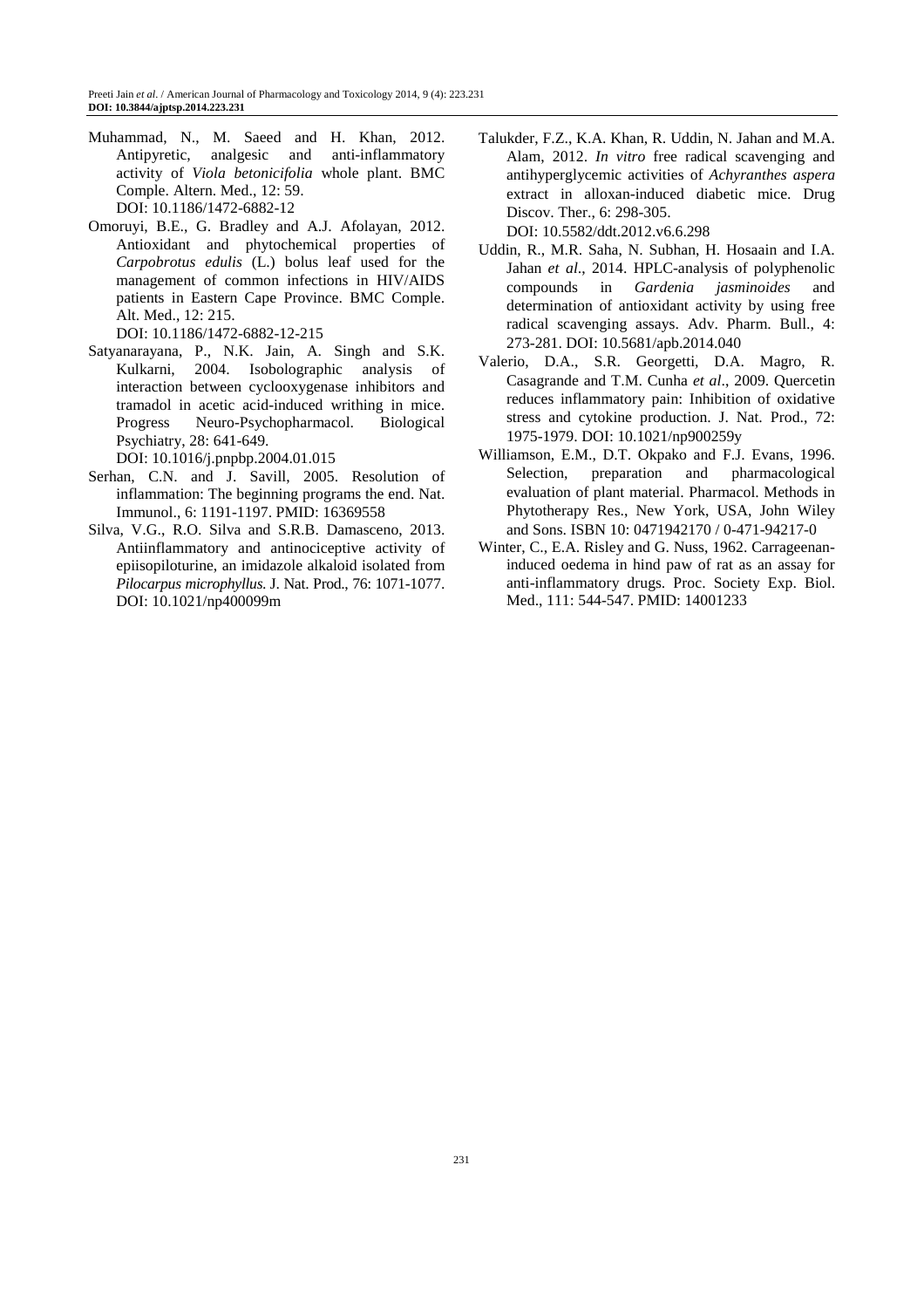Muhammad, N., M. Saeed and H. Khan, 2012. Antipyretic, analgesic and anti-inflammatory activity of *Viola betonicifolia* whole plant. BMC Comple. Altern. Med., 12: 59. DOI: 10.1186/1472-6882-12

Omoruyi, B.E., G. Bradley and A.J. Afolayan, 2012. Antioxidant and phytochemical properties of *Carpobrotus edulis* (L.) bolus leaf used for the management of common infections in HIV/AIDS patients in Eastern Cape Province. BMC Comple. Alt. Med., 12: 215. DOI: 10.1186/1472-6882-12-215

Satyanarayana, P., N.K. Jain, A. Singh and S.K. Kulkarni, 2004. Isobolographic analysis of interaction between cyclooxygenase inhibitors and tramadol in acetic acid-induced writhing in mice. Progress Neuro-Psychopharmacol. Biological Psychiatry, 28: 641-649. DOI: 10.1016/j.pnpbp.2004.01.015

Serhan, C.N. and J. Savill, 2005. Resolution of inflammation: The beginning programs the end. Nat. Immunol., 6: 1191-1197. PMID: 16369558

Silva, V.G., R.O. Silva and S.R.B. Damasceno, 2013. Antiinflammatory and antinociceptive activity of epiisopiloturine, an imidazole alkaloid isolated from *Pilocarpus microphyllus.* J. Nat. Prod., 76: 1071-1077. DOI: 10.1021/np400099m

Talukder, F.Z., K.A. Khan, R. Uddin, N. Jahan and M.A. Alam, 2012. *In vitro* free radical scavenging and antihyperglycemic activities of *Achyranthes aspera* extract in alloxan-induced diabetic mice. Drug Discov. Ther., 6: 298-305. DOI: 10.5582/ddt.2012.v6.6.298

Uddin, R., M.R. Saha, N. Subhan, H. Hosaain and I.A. Jahan *et al*., 2014. HPLC-analysis of polyphenolic compounds in *Gardenia jasminoides* and determination of antioxidant activity by using free radical scavenging assays. Adv. Pharm. Bull., 4: 273-281. DOI: 10.5681/apb.2014.040

Valerio, D.A., S.R. Georgetti, D.A. Magro, R. Casagrande and T.M. Cunha *et al*., 2009. Quercetin reduces inflammatory pain: Inhibition of oxidative stress and cytokine production. J. Nat. Prod., 72: 1975-1979. DOI: 10.1021/np900259y

Williamson, E.M., D.T. Okpako and F.J. Evans, 1996. Selection, preparation and pharmacological evaluation of plant material. Pharmacol. Methods in Phytotherapy Res., New York, USA, John Wiley and Sons. ISBN 10: 0471942170 / 0-471-94217-0

Winter, C., E.A. Risley and G. Nuss, 1962. Carrageenan-induced oedema in hind paw of rat as an assay for anti-inflammatory drugs. Proc. Society Exp. Biol. Med., 111: 544-547. PMID: 14001233